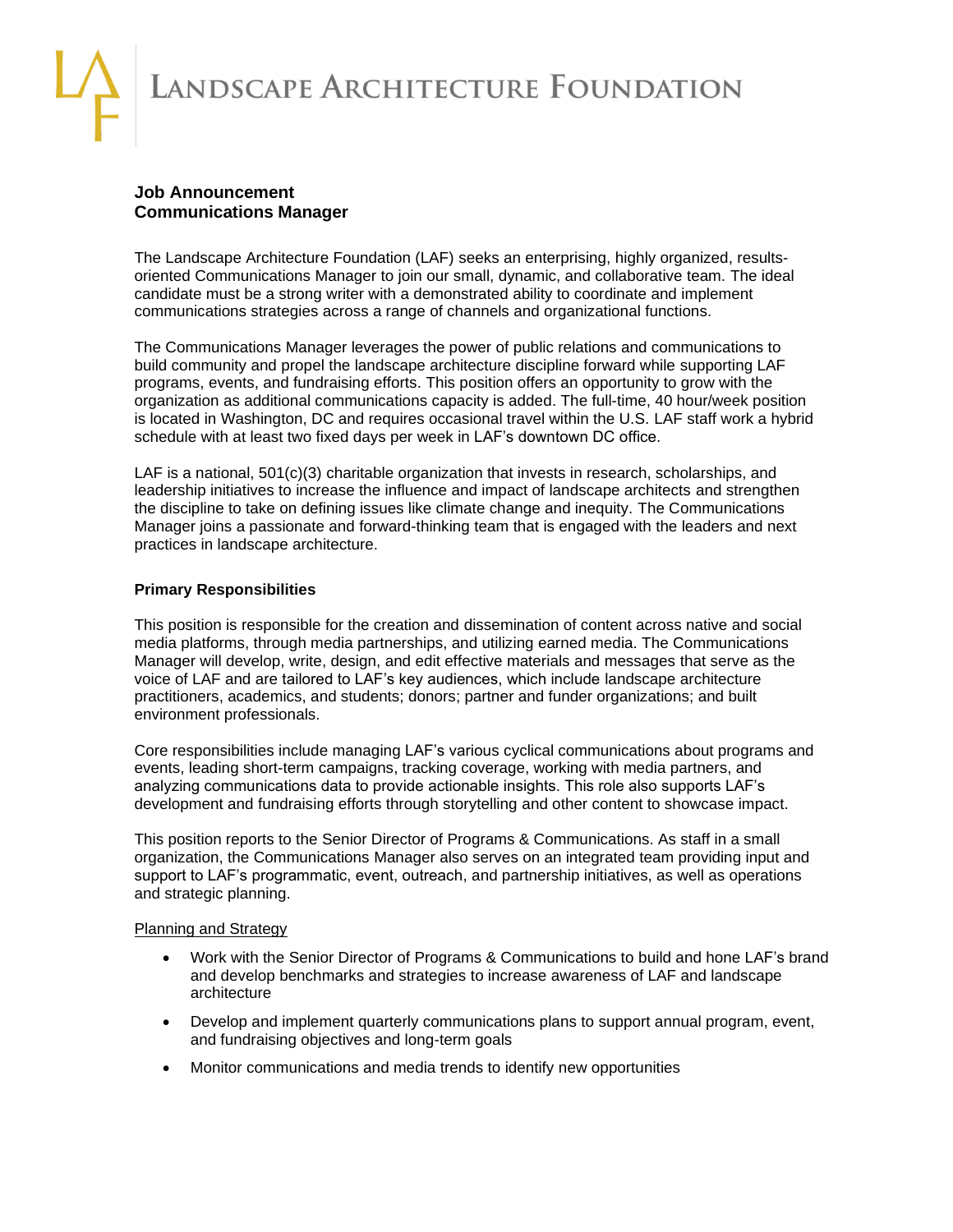# Landscape Architecture Foundation

## Job Announcement
## Communications Manager

The Landscape Architecture Foundation (LAF) seeks an enterprising, highly organized, results-oriented Communications Manager to join our small, dynamic, and collaborative team. The ideal candidate must be a strong writer with a demonstrated ability to coordinate and implement communications strategies across a range of channels and organizational functions.

The Communications Manager leverages the power of public relations and communications to build community and propel the landscape architecture discipline forward while supporting LAF programs, events, and fundraising efforts. This position offers an opportunity to grow with the organization as additional communications capacity is added. The full-time, 40 hour/week position is located in Washington, DC and requires occasional travel within the U.S. LAF staff work a hybrid schedule with at least two fixed days per week in LAF's downtown DC office.

LAF is a national, 501(c)(3) charitable organization that invests in research, scholarships, and leadership initiatives to increase the influence and impact of landscape architects and strengthen the discipline to take on defining issues like climate change and inequity. The Communications Manager joins a passionate and forward-thinking team that is engaged with the leaders and next practices in landscape architecture.

### Primary Responsibilities

This position is responsible for the creation and dissemination of content across native and social media platforms, through media partnerships, and utilizing earned media. The Communications Manager will develop, write, design, and edit effective materials and messages that serve as the voice of LAF and are tailored to LAF's key audiences, which include landscape architecture practitioners, academics, and students; donors; partner and funder organizations; and built environment professionals.

Core responsibilities include managing LAF's various cyclical communications about programs and events, leading short-term campaigns, tracking coverage, working with media partners, and analyzing communications data to provide actionable insights. This role also supports LAF's development and fundraising efforts through storytelling and other content to showcase impact.

This position reports to the Senior Director of Programs & Communications. As staff in a small organization, the Communications Manager also serves on an integrated team providing input and support to LAF's programmatic, event, outreach, and partnership initiatives, as well as operations and strategic planning.

Planning and Strategy

- Work with the Senior Director of Programs & Communications to build and hone LAF's brand and develop benchmarks and strategies to increase awareness of LAF and landscape architecture
- Develop and implement quarterly communications plans to support annual program, event, and fundraising objectives and long-term goals
- Monitor communications and media trends to identify new opportunities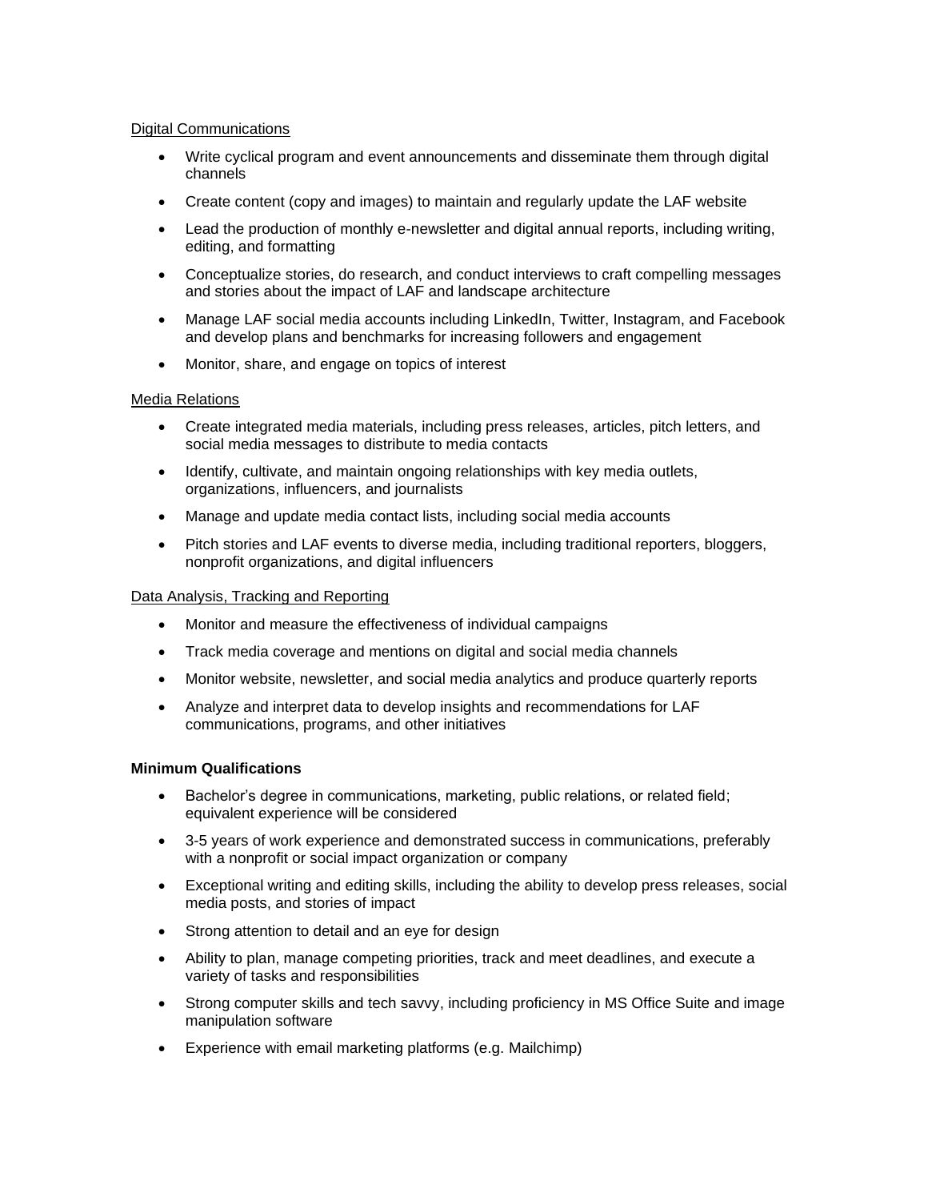<u>Digital Communications</u>

- Write cyclical program and event announcements and disseminate them through digital channels
- Create content (copy and images) to maintain and regularly update the LAF website
- Lead the production of monthly e-newsletter and digital annual reports, including writing, editing, and formatting
- Conceptualize stories, do research, and conduct interviews to craft compelling messages and stories about the impact of LAF and landscape architecture
- Manage LAF social media accounts including LinkedIn, Twitter, Instagram, and Facebook and develop plans and benchmarks for increasing followers and engagement
- Monitor, share, and engage on topics of interest

<u>Media Relations</u>

- Create integrated media materials, including press releases, articles, pitch letters, and social media messages to distribute to media contacts
- Identify, cultivate, and maintain ongoing relationships with key media outlets, organizations, influencers, and journalists
- Manage and update media contact lists, including social media accounts
- Pitch stories and LAF events to diverse media, including traditional reporters, bloggers, nonprofit organizations, and digital influencers

<u>Data Analysis, Tracking and Reporting</u>

- Monitor and measure the effectiveness of individual campaigns
- Track media coverage and mentions on digital and social media channels
- Monitor website, newsletter, and social media analytics and produce quarterly reports
- Analyze and interpret data to develop insights and recommendations for LAF communications, programs, and other initiatives

**Minimum Qualifications**

- Bachelor's degree in communications, marketing, public relations, or related field; equivalent experience will be considered
- 3-5 years of work experience and demonstrated success in communications, preferably with a nonprofit or social impact organization or company
- Exceptional writing and editing skills, including the ability to develop press releases, social media posts, and stories of impact
- Strong attention to detail and an eye for design
- Ability to plan, manage competing priorities, track and meet deadlines, and execute a variety of tasks and responsibilities
- Strong computer skills and tech savvy, including proficiency in MS Office Suite and image manipulation software
- Experience with email marketing platforms (e.g. Mailchimp)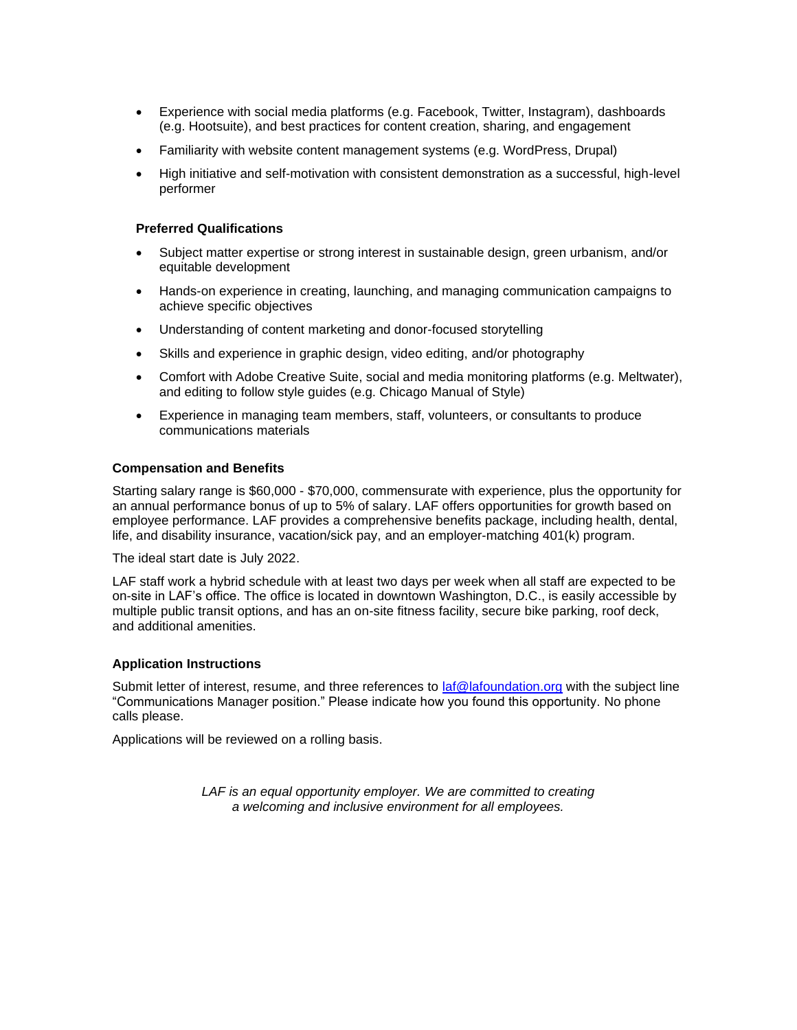- Experience with social media platforms (e.g. Facebook, Twitter, Instagram), dashboards (e.g. Hootsuite), and best practices for content creation, sharing, and engagement
- Familiarity with website content management systems (e.g. WordPress, Drupal)
- High initiative and self-motivation with consistent demonstration as a successful, high-level performer

**Preferred Qualifications**

- Subject matter expertise or strong interest in sustainable design, green urbanism, and/or equitable development
- Hands-on experience in creating, launching, and managing communication campaigns to achieve specific objectives
- Understanding of content marketing and donor-focused storytelling
- Skills and experience in graphic design, video editing, and/or photography
- Comfort with Adobe Creative Suite, social and media monitoring platforms (e.g. Meltwater), and editing to follow style guides (e.g. Chicago Manual of Style)
- Experience in managing team members, staff, volunteers, or consultants to produce communications materials

**Compensation and Benefits**

Starting salary range is $60,000 - $70,000, commensurate with experience, plus the opportunity for an annual performance bonus of up to 5% of salary. LAF offers opportunities for growth based on employee performance. LAF provides a comprehensive benefits package, including health, dental, life, and disability insurance, vacation/sick pay, and an employer-matching 401(k) program.

The ideal start date is July 2022.

LAF staff work a hybrid schedule with at least two days per week when all staff are expected to be on-site in LAF's office. The office is located in downtown Washington, D.C., is easily accessible by multiple public transit options, and has an on-site fitness facility, secure bike parking, roof deck, and additional amenities.

**Application Instructions**

Submit letter of interest, resume, and three references to laf@lafoundation.org with the subject line "Communications Manager position." Please indicate how you found this opportunity. No phone calls please.

Applications will be reviewed on a rolling basis.

*LAF is an equal opportunity employer. We are committed to creating a welcoming and inclusive environment for all employees.*